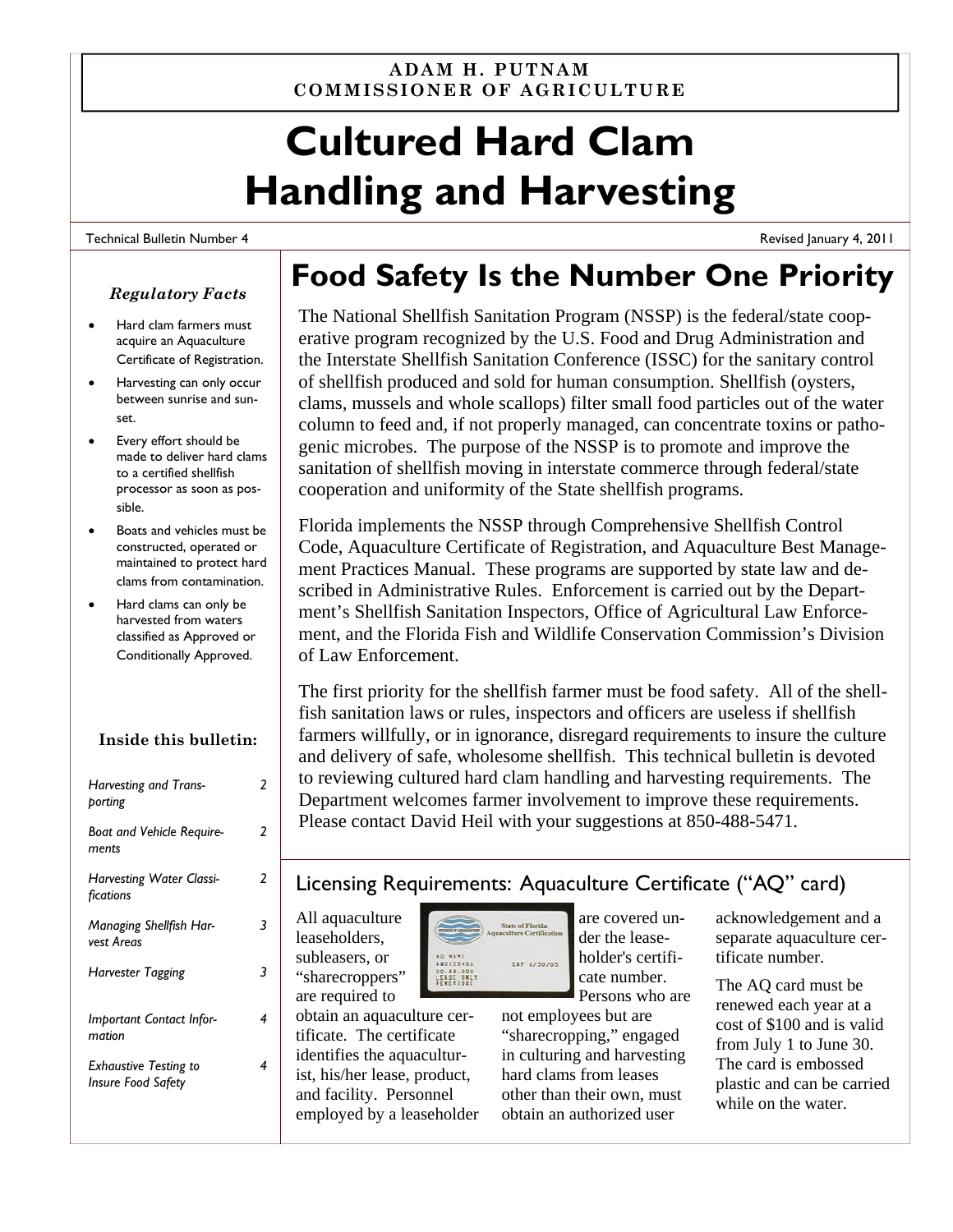**ADAM H. PUTNAM**
**COMMISSIONER OF AGRICULTURE**

# Cultured Hard Clam Handling and Harvesting

Technical Bulletin Number 4

Revised January 4, 2011

### *Regulatory Facts*

- Hard clam farmers must acquire an Aquaculture Certificate of Registration.
- Harvesting can only occur between sunrise and sunset.
- Every effort should be made to deliver hard clams to a certified shellfish processor as soon as possible.
- Boats and vehicles must be constructed, operated or maintained to protect hard clams from contamination.
- Hard clams can only be harvested from waters classified as Approved or Conditionally Approved.

### Inside this bulletin:

| | |
|---|---|
| *Harvesting and Transporting* | 2 |
| *Boat and Vehicle Requirements* | 2 |
| *Harvesting Water Classifications* | 2 |
| *Managing Shellfish Harvest Areas* | 3 |
| *Harvester Tagging* | 3 |
| *Important Contact Information* | 4 |
| *Exhaustive Testing to Insure Food Safety* | 4 |

## Food Safety Is the Number One Priority

The National Shellfish Sanitation Program (NSSP) is the federal/state cooperative program recognized by the U.S. Food and Drug Administration and the Interstate Shellfish Sanitation Conference (ISSC) for the sanitary control of shellfish produced and sold for human consumption. Shellfish (oysters, clams, mussels and whole scallops) filter small food particles out of the water column to feed and, if not properly managed, can concentrate toxins or pathogenic microbes. The purpose of the NSSP is to promote and improve the sanitation of shellfish moving in interstate commerce through federal/state cooperation and uniformity of the State shellfish programs.

Florida implements the NSSP through Comprehensive Shellfish Control Code, Aquaculture Certificate of Registration, and Aquaculture Best Management Practices Manual. These programs are supported by state law and described in Administrative Rules. Enforcement is carried out by the Department's Shellfish Sanitation Inspectors, Office of Agricultural Law Enforcement, and the Florida Fish and Wildlife Conservation Commission's Division of Law Enforcement.

The first priority for the shellfish farmer must be food safety. All of the shellfish sanitation laws or rules, inspectors and officers are useless if shellfish farmers willfully, or in ignorance, disregard requirements to insure the culture and delivery of safe, wholesome shellfish. This technical bulletin is devoted to reviewing cultured hard clam handling and harvesting requirements. The Department welcomes farmer involvement to improve these requirements. Please contact David Heil with your suggestions at 850-488-5471.

## Licensing Requirements: Aquaculture Certificate ("AQ" card)

All aquaculture leaseholders, subleasers, or "sharecroppers" are required to obtain an aquaculture certificate. The certificate identifies the aquaculturist, his/her lease, product, and facility. Personnel employed by a leaseholder are covered under the leaseholder's certificate number. Persons who are not employees but are "sharecropping," engaged in culturing and harvesting hard clams from leases other than their own, must obtain an authorized user acknowledgement and a separate aquaculture certificate number.

The AQ card must be renewed each year at a cost of $100 and is valid from July 1 to June 30. The card is embossed plastic and can be carried while on the water.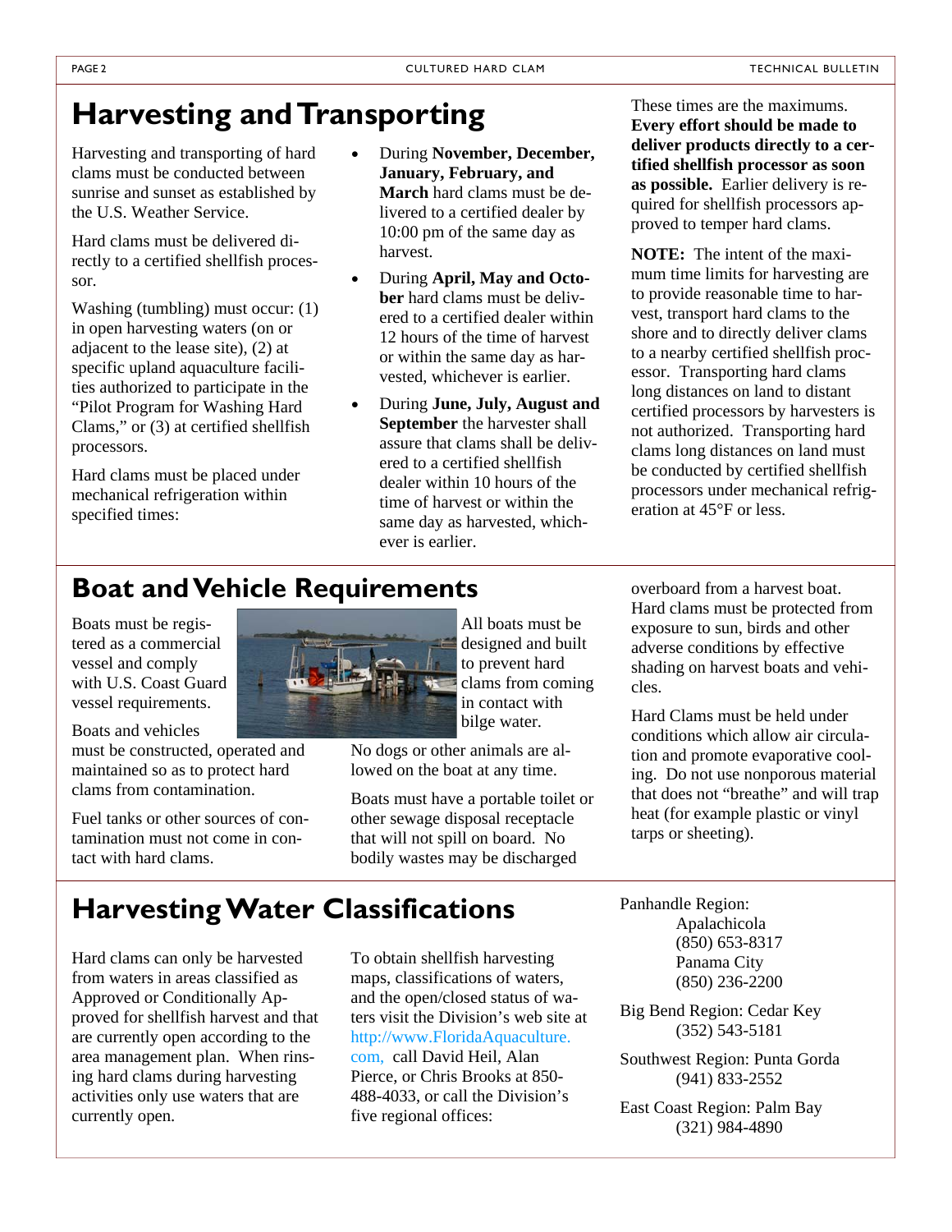## Harvesting and Transporting

Harvesting and transporting of hard clams must be conducted between sunrise and sunset as established by the U.S. Weather Service.

Hard clams must be delivered directly to a certified shellfish processor.

Washing (tumbling) must occur: (1) in open harvesting waters (on or adjacent to the lease site), (2) at specific upland aquaculture facilities authorized to participate in the "Pilot Program for Washing Hard Clams," or (3) at certified shellfish processors.

Hard clams must be placed under mechanical refrigeration within specified times:

- During **November, December, January, February, and March** hard clams must be delivered to a certified dealer by 10:00 pm of the same day as harvest.
- During **April, May and October** hard clams must be delivered to a certified dealer within 12 hours of the time of harvest or within the same day as harvested, whichever is earlier.
- During **June, July, August and September** the harvester shall assure that clams shall be delivered to a certified shellfish dealer within 10 hours of the time of harvest or within the same day as harvested, whichever is earlier.

These times are the maximums. **Every effort should be made to deliver products directly to a certified shellfish processor as soon as possible.** Earlier delivery is required for shellfish processors approved to temper hard clams.

**NOTE:** The intent of the maximum time limits for harvesting are to provide reasonable time to harvest, transport hard clams to the shore and to directly deliver clams to a nearby certified shellfish processor. Transporting hard clams long distances on land to distant certified processors by harvesters is not authorized. Transporting hard clams long distances on land must be conducted by certified shellfish processors under mechanical refrigeration at 45°F or less.

## Boat and Vehicle Requirements

Boats must be registered as a commercial vessel and comply with U.S. Coast Guard vessel requirements.

Boats and vehicles must be constructed, operated and maintained so as to protect hard clams from contamination.

Fuel tanks or other sources of contamination must not come in contact with hard clams.

All boats must be designed and built to prevent hard clams from coming in contact with bilge water.

No dogs or other animals are allowed on the boat at any time.

Boats must have a portable toilet or other sewage disposal receptacle that will not spill on board. No bodily wastes may be discharged overboard from a harvest boat.

Hard clams must be protected from exposure to sun, birds and other adverse conditions by effective shading on harvest boats and vehicles.

Hard Clams must be held under conditions which allow air circulation and promote evaporative cooling. Do not use nonporous material that does not "breathe" and will trap heat (for example plastic or vinyl tarps or sheeting).

## Harvesting Water Classifications

Hard clams can only be harvested from waters in areas classified as Approved or Conditionally Approved for shellfish harvest and that are currently open according to the area management plan. When rinsing hard clams during harvesting activities only use waters that are currently open.

To obtain shellfish harvesting maps, classifications of waters, and the open/closed status of waters visit the Division's web site at http://www.FloridaAquaculture.com, call David Heil, Alan Pierce, or Chris Brooks at 850-488-4033, or call the Division's five regional offices:

Panhandle Region:
- Apalachicola (850) 653-8317
- Panama City (850) 236-2200

Big Bend Region: Cedar Key (352) 543-5181

Southwest Region: Punta Gorda (941) 833-2552

East Coast Region: Palm Bay (321) 984-4890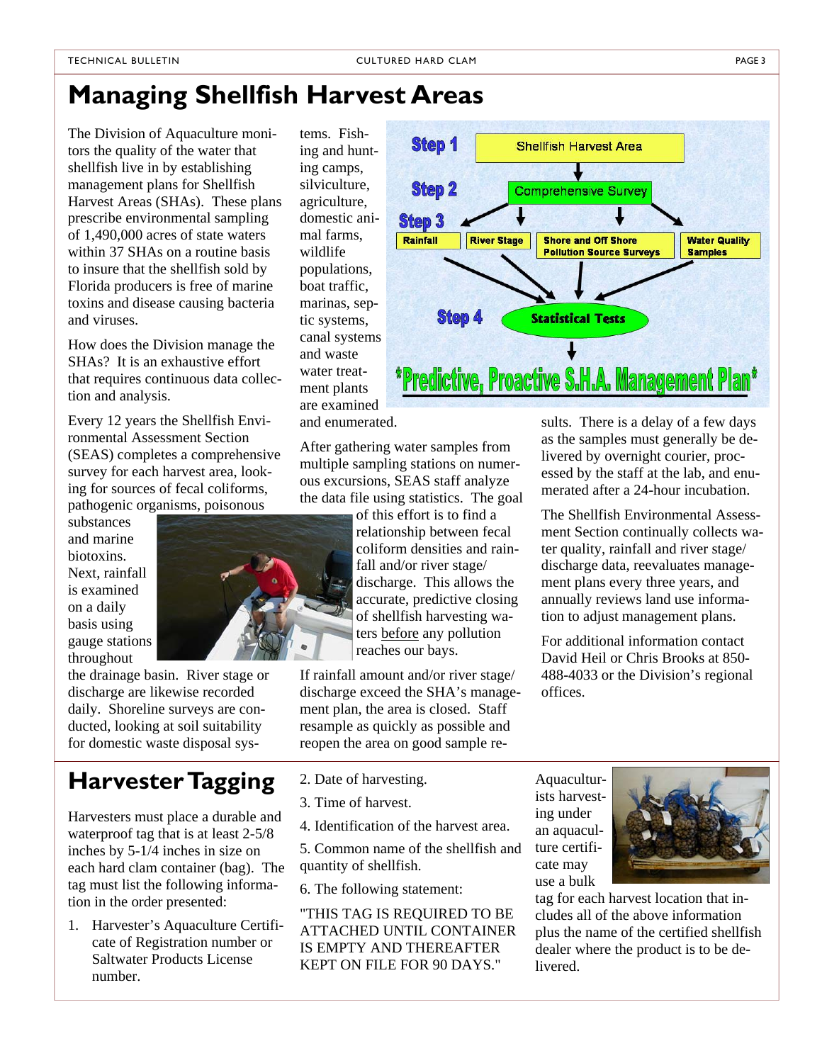# Managing Shellfish Harvest Areas

The Division of Aquaculture monitors the quality of the water that shellfish live in by establishing management plans for Shellfish Harvest Areas (SHAs). These plans prescribe environmental sampling of 1,490,000 acres of state waters within 37 SHAs on a routine basis to insure that the shellfish sold by Florida producers is free of marine toxins and disease causing bacteria and viruses.

How does the Division manage the SHAs? It is an exhaustive effort that requires continuous data collection and analysis.

Every 12 years the Shellfish Environmental Assessment Section (SEAS) completes a comprehensive survey for each harvest area, looking for sources of fecal coliforms, pathogenic organisms, poisonous substances and marine biotoxins. Next, rainfall is examined on a daily basis using gauge stations throughout the drainage basin. River stage or discharge are likewise recorded daily. Shoreline surveys are conducted, looking at soil suitability for domestic waste disposal systems. Fishing and hunting camps, silviculture, agriculture, domestic animal farms, wildlife populations, boat traffic, marinas, septic systems, canal systems and waste water treatment plants are examined and enumerated.

Step 1: Shellfish Harvest Area
Step 2: Comprehensive Survey
Step 3: Rainfall | River Stage | Shore and Off Shore Pollution Source Surveys | Water Quality Samples
Step 4: Statistical Tests
*Predictive, Proactive S.H.A. Management Plan*

After gathering water samples from multiple sampling stations on numerous excursions, SEAS staff analyze the data file using statistics. The goal of this effort is to find a relationship between fecal coliform densities and rainfall and/or river stage/ discharge. This allows the accurate, predictive closing of shellfish harvesting waters before any pollution reaches our bays.

If rainfall amount and/or river stage/ discharge exceed the SHA's management plan, the area is closed. Staff resample as quickly as possible and reopen the area on good sample results. There is a delay of a few days as the samples must generally be delivered by overnight courier, processed by the staff at the lab, and enumerated after a 24-hour incubation.

The Shellfish Environmental Assessment Section continually collects water quality, rainfall and river stage/ discharge data, reevaluates management plans every three years, and annually reviews land use information to adjust management plans.

For additional information contact David Heil or Chris Brooks at 850-488-4033 or the Division's regional offices.

# Harvester Tagging

Harvesters must place a durable and waterproof tag that is at least 2-5/8 inches by 5-1/4 inches in size on each hard clam container (bag). The tag must list the following information in the order presented:

1. Harvester's Aquaculture Certificate of Registration number or Saltwater Products License number.
2. Date of harvesting.
3. Time of harvest.
4. Identification of the harvest area.
5. Common name of the shellfish and quantity of shellfish.
6. The following statement:

"THIS TAG IS REQUIRED TO BE ATTACHED UNTIL CONTAINER IS EMPTY AND THEREAFTER KEPT ON FILE FOR 90 DAYS."

Aquaculturists harvesting under an aquaculture certificate may use a bulk tag for each harvest location that includes all of the above information plus the name of the certified shellfish dealer where the product is to be delivered.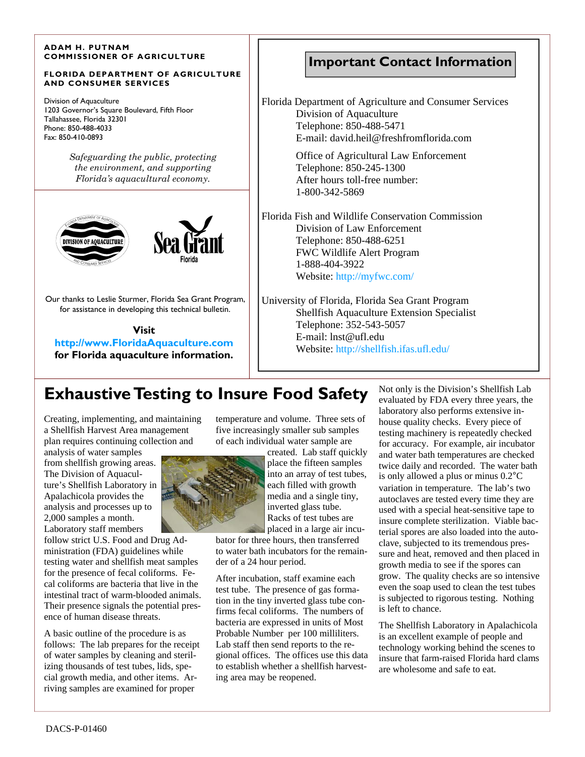**ADAM H. PUTNAM**
**COMMISSIONER OF AGRICULTURE**

**FLORIDA DEPARTMENT OF AGRICULTURE AND CONSUMER SERVICES**

Division of Aquaculture
1203 Governor's Square Boulevard, Fifth Floor
Tallahassee, Florida 32301
Phone: 850-488-4033
Fax: 850-410-0893

*Safeguarding the public, protecting the environment, and supporting Florida's aquacultural economy.*

Our thanks to Leslie Sturmer, Florida Sea Grant Program, for assistance in developing this technical bulletin.

**Visit**
**http://www.FloridaAquaculture.com**
**for Florida aquaculture information.**

## Important Contact Information

Florida Department of Agriculture and Consumer Services
Division of Aquaculture
Telephone: 850-488-5471
E-mail: david.heil@freshfromflorida.com

Office of Agricultural Law Enforcement
Telephone: 850-245-1300
After hours toll-free number:
1-800-342-5869

Florida Fish and Wildlife Conservation Commission
Division of Law Enforcement
Telephone: 850-488-6251
FWC Wildlife Alert Program
1-888-404-3922
Website: http://myfwc.com/

University of Florida, Florida Sea Grant Program
Shellfish Aquaculture Extension Specialist
Telephone: 352-543-5057
E-mail: lnst@ufl.edu
Website: http://shellfish.ifas.ufl.edu/

# Exhaustive Testing to Insure Food Safety

Creating, implementing, and maintaining a Shellfish Harvest Area management plan requires continuing collection and analysis of water samples from shellfish growing areas. The Division of Aquaculture's Shellfish Laboratory in Apalachicola provides the analysis and processes up to 2,000 samples a month. Laboratory staff members follow strict U.S. Food and Drug Administration (FDA) guidelines while testing water and shellfish meat samples for the presence of fecal coliforms. Fecal coliforms are bacteria that live in the intestinal tract of warm-blooded animals. Their presence signals the potential presence of human disease threats.

A basic outline of the procedure is as follows: The lab prepares for the receipt of water samples by cleaning and sterilizing thousands of test tubes, lids, special growth media, and other items. Arriving samples are examined for proper temperature and volume. Three sets of five increasingly smaller sub samples of each individual water sample are created. Lab staff quickly place the fifteen samples into an array of test tubes, each filled with growth media and a single tiny, inverted glass tube. Racks of test tubes are placed in a large air incubator for three hours, then transferred to water bath incubators for the remainder of a 24 hour period.

After incubation, staff examine each test tube. The presence of gas formation in the tiny inverted glass tube confirms fecal coliforms. The numbers of bacteria are expressed in units of Most Probable Number per 100 milliliters. Lab staff then send reports to the regional offices. The offices use this data to establish whether a shellfish harvesting area may be reopened.

Not only is the Division's Shellfish Lab evaluated by FDA every three years, the laboratory also performs extensive in-house quality checks. Every piece of testing machinery is repeatedly checked for accuracy. For example, air incubator and water bath temperatures are checked twice daily and recorded. The water bath is only allowed a plus or minus 0.2°C variation in temperature. The lab's two autoclaves are tested every time they are used with a special heat-sensitive tape to insure complete sterilization. Viable bacterial spores are also loaded into the autoclave, subjected to its tremendous pressure and heat, removed and then placed in growth media to see if the spores can grow. The quality checks are so intensive even the soap used to clean the test tubes is subjected to rigorous testing. Nothing is left to chance.

The Shellfish Laboratory in Apalachicola is an excellent example of people and technology working behind the scenes to insure that farm-raised Florida hard clams are wholesome and safe to eat.

DACS-P-01460